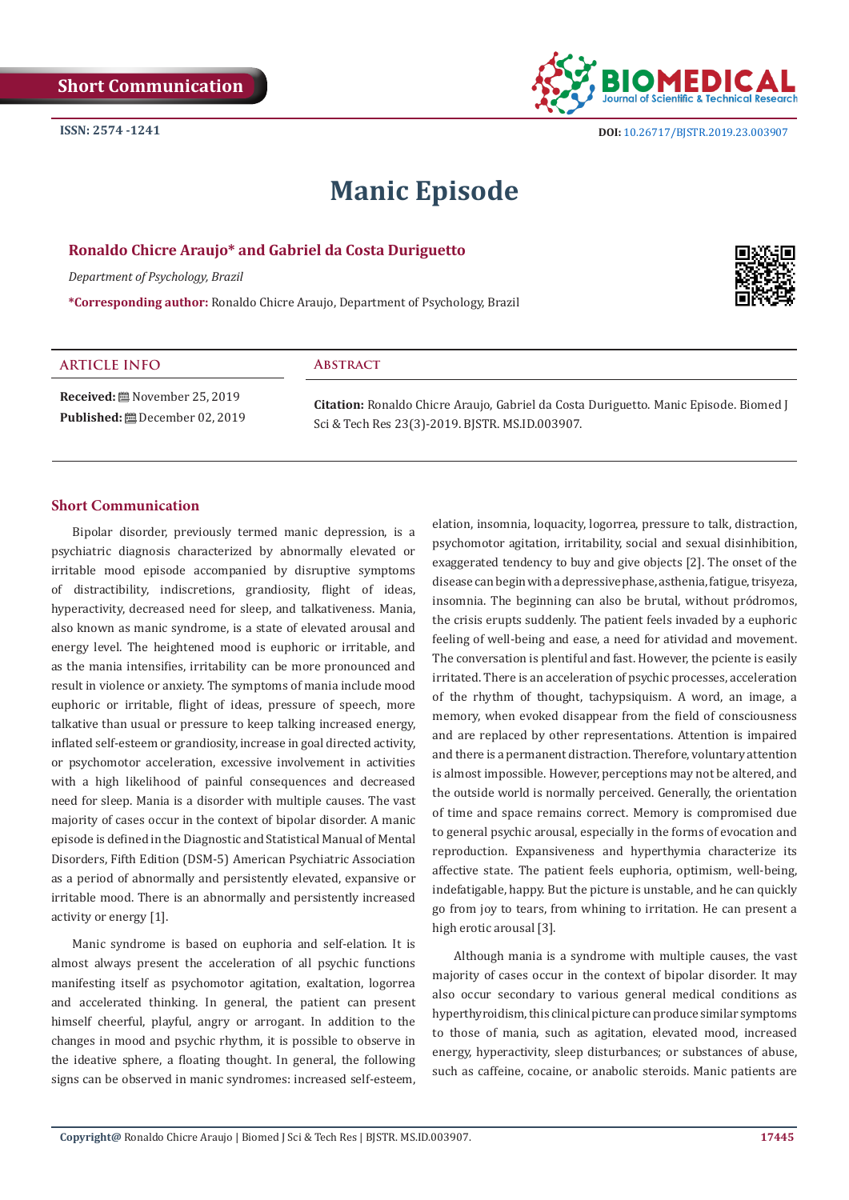Short Communication

ISSN: 2574 -1241

DOI: 10.26717/BJSTR.2019.23.003907

# Manic Episode

**Ronaldo Chicre Araujo* and Gabriel da Costa Duriguetto**

*Department of Psychology, Brazil*

***Corresponding author:** Ronaldo Chicre Araujo, Department of Psychology, Brazil

## ARTICLE INFO

**Received:** November 25, 2019

**Published:** December 02, 2019

## Abstract

**Citation:** Ronaldo Chicre Araujo, Gabriel da Costa Duriguetto. Manic Episode. Biomed J Sci & Tech Res 23(3)-2019. BJSTR. MS.ID.003907.

## Short Communication

Bipolar disorder, previously termed manic depression, is a psychiatric diagnosis characterized by abnormally elevated or irritable mood episode accompanied by disruptive symptoms of distractibility, indiscretions, grandiosity, flight of ideas, hyperactivity, decreased need for sleep, and talkativeness. Mania, also known as manic syndrome, is a state of elevated arousal and energy level. The heightened mood is euphoric or irritable, and as the mania intensifies, irritability can be more pronounced and result in violence or anxiety. The symptoms of mania include mood euphoric or irritable, flight of ideas, pressure of speech, more talkative than usual or pressure to keep talking increased energy, inflated self-esteem or grandiosity, increase in goal directed activity, or psychomotor acceleration, excessive involvement in activities with a high likelihood of painful consequences and decreased need for sleep. Mania is a disorder with multiple causes. The vast majority of cases occur in the context of bipolar disorder. A manic episode is defined in the Diagnostic and Statistical Manual of Mental Disorders, Fifth Edition (DSM-5) American Psychiatric Association as a period of abnormally and persistently elevated, expansive or irritable mood. There is an abnormally and persistently increased activity or energy [1].

Manic syndrome is based on euphoria and self-elation. It is almost always present the acceleration of all psychic functions manifesting itself as psychomotor agitation, exaltation, logorrea and accelerated thinking. In general, the patient can present himself cheerful, playful, angry or arrogant. In addition to the changes in mood and psychic rhythm, it is possible to observe in the ideative sphere, a floating thought. In general, the following signs can be observed in manic syndromes: increased self-esteem, elation, insomnia, loquacity, logorrea, pressure to talk, distraction, psychomotor agitation, irritability, social and sexual disinhibition, exaggerated tendency to buy and give objects [2]. The onset of the disease can begin with a depressive phase, asthenia, fatigue, trisyeza, insomnia. The beginning can also be brutal, without pródromos, the crisis erupts suddenly. The patient feels invaded by a euphoric feeling of well-being and ease, a need for atividad and movement. The conversation is plentiful and fast. However, the pciente is easily irritated. There is an acceleration of psychic processes, acceleration of the rhythm of thought, tachypsiquism. A word, an image, a memory, when evoked disappear from the field of consciousness and are replaced by other representations. Attention is impaired and there is a permanent distraction. Therefore, voluntary attention is almost impossible. However, perceptions may not be altered, and the outside world is normally perceived. Generally, the orientation of time and space remains correct. Memory is compromised due to general psychic arousal, especially in the forms of evocation and reproduction. Expansiveness and hyperthymia characterize its affective state. The patient feels euphoria, optimism, well-being, indefatigable, happy. But the picture is unstable, and he can quickly go from joy to tears, from whining to irritation. He can present a high erotic arousal [3].

Although mania is a syndrome with multiple causes, the vast majority of cases occur in the context of bipolar disorder. It may also occur secondary to various general medical conditions as hyperthyroidism, this clinical picture can produce similar symptoms to those of mania, such as agitation, elevated mood, increased energy, hyperactivity, sleep disturbances; or substances of abuse, such as caffeine, cocaine, or anabolic steroids. Manic patients are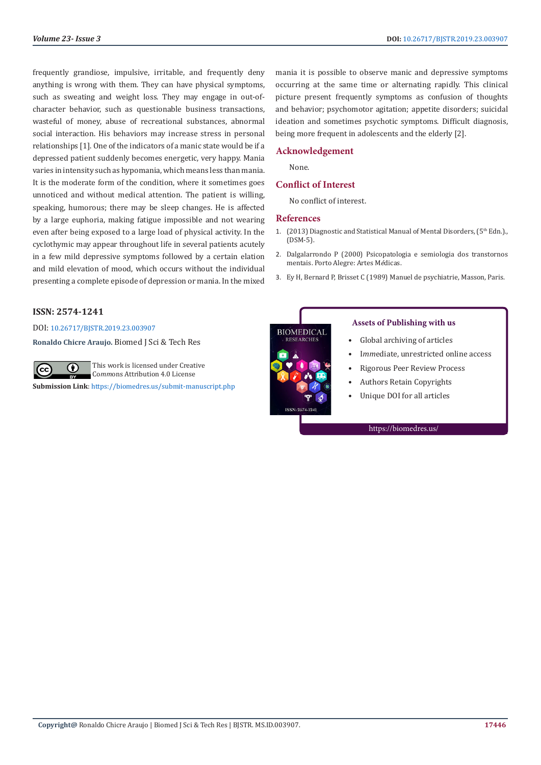frequently grandiose, impulsive, irritable, and frequently deny anything is wrong with them. They can have physical symptoms, such as sweating and weight loss. They may engage in out-of-character behavior, such as questionable business transactions, wasteful of money, abuse of recreational substances, abnormal social interaction. His behaviors may increase stress in personal relationships [1]. One of the indicators of a manic state would be if a depressed patient suddenly becomes energetic, very happy. Mania varies in intensity such as hypomania, which means less than mania. It is the moderate form of the condition, where it sometimes goes unnoticed and without medical attention. The patient is willing, speaking, humorous; there may be sleep changes. He is affected by a large euphoria, making fatigue impossible and not wearing even after being exposed to a large load of physical activity. In the cyclothymic may appear throughout life in several patients acutely in a few mild depressive symptoms followed by a certain elation and mild elevation of mood, which occurs without the individual presenting a complete episode of depression or mania. In the mixed mania it is possible to observe manic and depressive symptoms occurring at the same time or alternating rapidly. This clinical picture present frequently symptoms as confusion of thoughts and behavior; psychomotor agitation; appetite disorders; suicidal ideation and sometimes psychotic symptoms. Difficult diagnosis, being more frequent in adolescents and the elderly [2].

## Acknowledgement

None.

## Conflict of Interest

No conflict of interest.

## References

1. (2013) Diagnostic and Statistical Manual of Mental Disorders, (5th Edn.)., (DSM-5).
2. Dalgalarrondo P (2000) Psicopatologia e semiologia dos transtornos mentais. Porto Alegre: Artes Médicas.
3. Ey H, Bernard P, Brisset C (1989) Manuel de psychiatrie, Masson, Paris.

**ISSN: 2574-1241**

DOI: 10.26717/BJSTR.2019.23.003907

**Ronaldo Chicre Araujo.** Biomed J Sci & Tech Res

This work is licensed under Creative Commons Attribution 4.0 License

**Submission Link**: https://biomedres.us/submit-manuscript.php

**Assets of Publishing with us**

- Global archiving of articles
- Immediate, unrestricted online access
- Rigorous Peer Review Process
- Authors Retain Copyrights
- Unique DOI for all articles

https://biomedres.us/